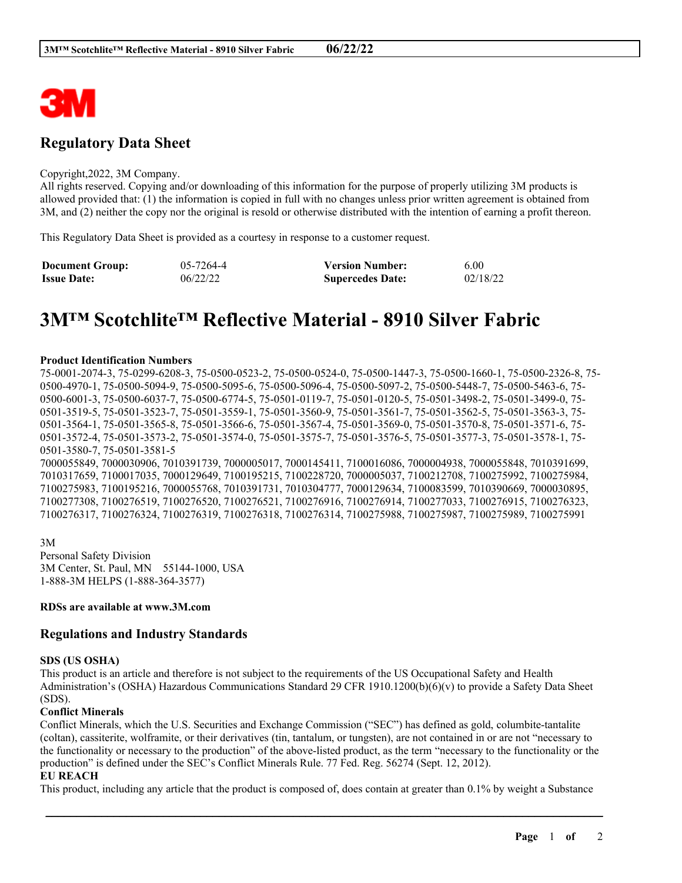## Regulatory Data Sheet

Copyright,2022, 3M Company.
All rights reserved. Copying and/or downloading of this information for the purpose of properly utilizing 3M products is allowed provided that: (1) the information is copied in full with no changes unless prior written agreement is obtained from 3M, and (2) neither the copy nor the original is resold or otherwise distributed with the intention of earning a profit thereon.

This Regulatory Data Sheet is provided as a courtesy in response to a customer request.

| | | | |
|---|---|---|---|
| **Document Group:** | 05-7264-4 | **Version Number:** | 6.00 |
| **Issue Date:** | 06/22/22 | **Supercedes Date:** | 02/18/22 |

# 3M™ Scotchlite™ Reflective Material - 8910 Silver Fabric

**Product Identification Numbers**
75-0001-2074-3, 75-0299-6208-3, 75-0500-0523-2, 75-0500-0524-0, 75-0500-1447-3, 75-0500-1660-1, 75-0500-2326-8, 75-0500-4970-1, 75-0500-5094-9, 75-0500-5095-6, 75-0500-5096-4, 75-0500-5097-2, 75-0500-5448-7, 75-0500-5463-6, 75-0500-6001-3, 75-0500-6037-7, 75-0500-6774-5, 75-0501-0119-7, 75-0501-0120-5, 75-0501-3498-2, 75-0501-3499-0, 75-0501-3519-5, 75-0501-3523-7, 75-0501-3559-1, 75-0501-3560-9, 75-0501-3561-7, 75-0501-3562-5, 75-0501-3563-3, 75-0501-3564-1, 75-0501-3565-8, 75-0501-3566-6, 75-0501-3567-4, 75-0501-3569-0, 75-0501-3570-8, 75-0501-3571-6, 75-0501-3572-4, 75-0501-3573-2, 75-0501-3574-0, 75-0501-3575-7, 75-0501-3576-5, 75-0501-3577-3, 75-0501-3578-1, 75-0501-3580-7, 75-0501-3581-5
7000055849, 7000030906, 7010391739, 7000005017, 7000145411, 7100016086, 7000004938, 7000055848, 7010391699, 7010317659, 7100017035, 7000129649, 7100195215, 7100228720, 7000005037, 7100212708, 7100275992, 7100275984, 7100275983, 7100195216, 7000055768, 7010391731, 7010304777, 7000129634, 7100083599, 7010390669, 7000030895, 7100277308, 7100276519, 7100276520, 7100276521, 7100276916, 7100276914, 7100277033, 7100276915, 7100276323, 7100276317, 7100276324, 7100276319, 7100276318, 7100276314, 7100275988, 7100275987, 7100275989, 7100275991

3M
Personal Safety Division
3M Center, St. Paul, MN 55144-1000, USA
1-888-3M HELPS (1-888-364-3577)

**RDSs are available at www.3M.com**

## Regulations and Industry Standards

**SDS (US OSHA)**
This product is an article and therefore is not subject to the requirements of the US Occupational Safety and Health Administration's (OSHA) Hazardous Communications Standard 29 CFR 1910.1200(b)(6)(v) to provide a Safety Data Sheet (SDS).

**Conflict Minerals**
Conflict Minerals, which the U.S. Securities and Exchange Commission ("SEC") has defined as gold, columbite-tantalite (coltan), cassiterite, wolframite, or their derivatives (tin, tantalum, or tungsten), are not contained in or are not "necessary to the functionality or necessary to the production" of the above-listed product, as the term "necessary to the functionality or the production" is defined under the SEC's Conflict Minerals Rule. 77 Fed. Reg. 56274 (Sept. 12, 2012).

**EU REACH**
This product, including any article that the product is composed of, does contain at greater than 0.1% by weight a Substance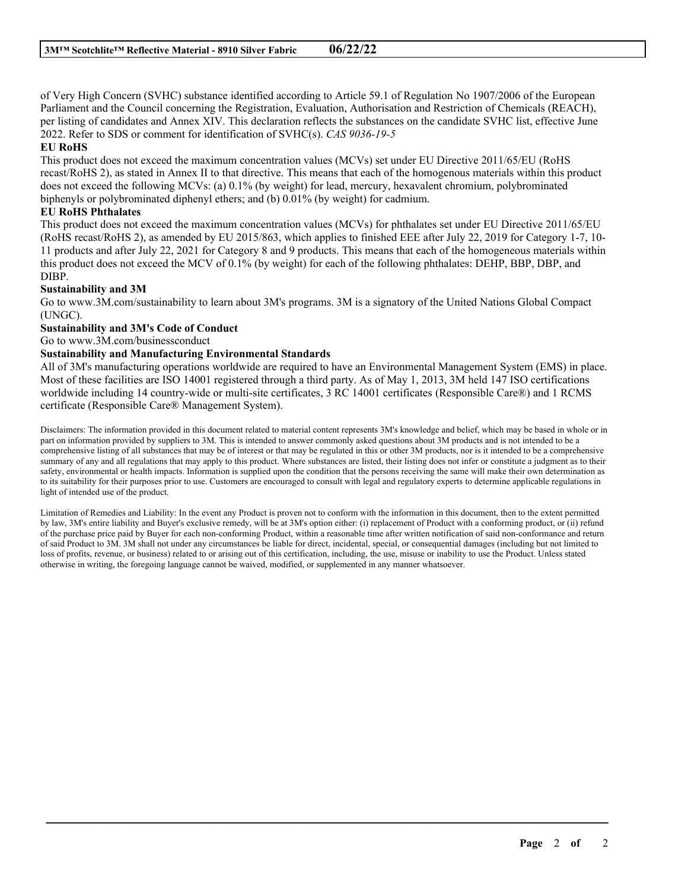of Very High Concern (SVHC) substance identified according to Article 59.1 of Regulation No 1907/2006 of the European Parliament and the Council concerning the Registration, Evaluation, Authorisation and Restriction of Chemicals (REACH), per listing of candidates and Annex XIV. This declaration reflects the substances on the candidate SVHC list, effective June 2022. Refer to SDS or comment for identification of SVHC(s). *CAS 9036-19-5*

**EU RoHS**

This product does not exceed the maximum concentration values (MCVs) set under EU Directive 2011/65/EU (RoHS recast/RoHS 2), as stated in Annex II to that directive. This means that each of the homogenous materials within this product does not exceed the following MCVs: (a) 0.1% (by weight) for lead, mercury, hexavalent chromium, polybrominated biphenyls or polybrominated diphenyl ethers; and (b) 0.01% (by weight) for cadmium.

**EU RoHS Phthalates**

This product does not exceed the maximum concentration values (MCVs) for phthalates set under EU Directive 2011/65/EU (RoHS recast/RoHS 2), as amended by EU 2015/863, which applies to finished EEE after July 22, 2019 for Category 1-7, 10-11 products and after July 22, 2021 for Category 8 and 9 products. This means that each of the homogeneous materials within this product does not exceed the MCV of 0.1% (by weight) for each of the following phthalates: DEHP, BBP, DBP, and DIBP.

**Sustainability and 3M**

Go to www.3M.com/sustainability to learn about 3M's programs. 3M is a signatory of the United Nations Global Compact (UNGC).

**Sustainability and 3M's Code of Conduct**

Go to www.3M.com/businessconduct

**Sustainability and Manufacturing Environmental Standards**

All of 3M's manufacturing operations worldwide are required to have an Environmental Management System (EMS) in place. Most of these facilities are ISO 14001 registered through a third party. As of May 1, 2013, 3M held 147 ISO certifications worldwide including 14 country-wide or multi-site certificates, 3 RC 14001 certificates (Responsible Care®) and 1 RCMS certificate (Responsible Care® Management System).

Disclaimers: The information provided in this document related to material content represents 3M's knowledge and belief, which may be based in whole or in part on information provided by suppliers to 3M. This is intended to answer commonly asked questions about 3M products and is not intended to be a comprehensive listing of all substances that may be of interest or that may be regulated in this or other 3M products, nor is it intended to be a comprehensive summary of any and all regulations that may apply to this product. Where substances are listed, their listing does not infer or constitute a judgment as to their safety, environmental or health impacts. Information is supplied upon the condition that the persons receiving the same will make their own determination as to its suitability for their purposes prior to use. Customers are encouraged to consult with legal and regulatory experts to determine applicable regulations in light of intended use of the product.

Limitation of Remedies and Liability: In the event any Product is proven not to conform with the information in this document, then to the extent permitted by law, 3M's entire liability and Buyer's exclusive remedy, will be at 3M's option either: (i) replacement of Product with a conforming product, or (ii) refund of the purchase price paid by Buyer for each non-conforming Product, within a reasonable time after written notification of said non-conformance and return of said Product to 3M. 3M shall not under any circumstances be liable for direct, incidental, special, or consequential damages (including but not limited to loss of profits, revenue, or business) related to or arising out of this certification, including, the use, misuse or inability to use the Product. Unless stated otherwise in writing, the foregoing language cannot be waived, modified, or supplemented in any manner whatsoever.